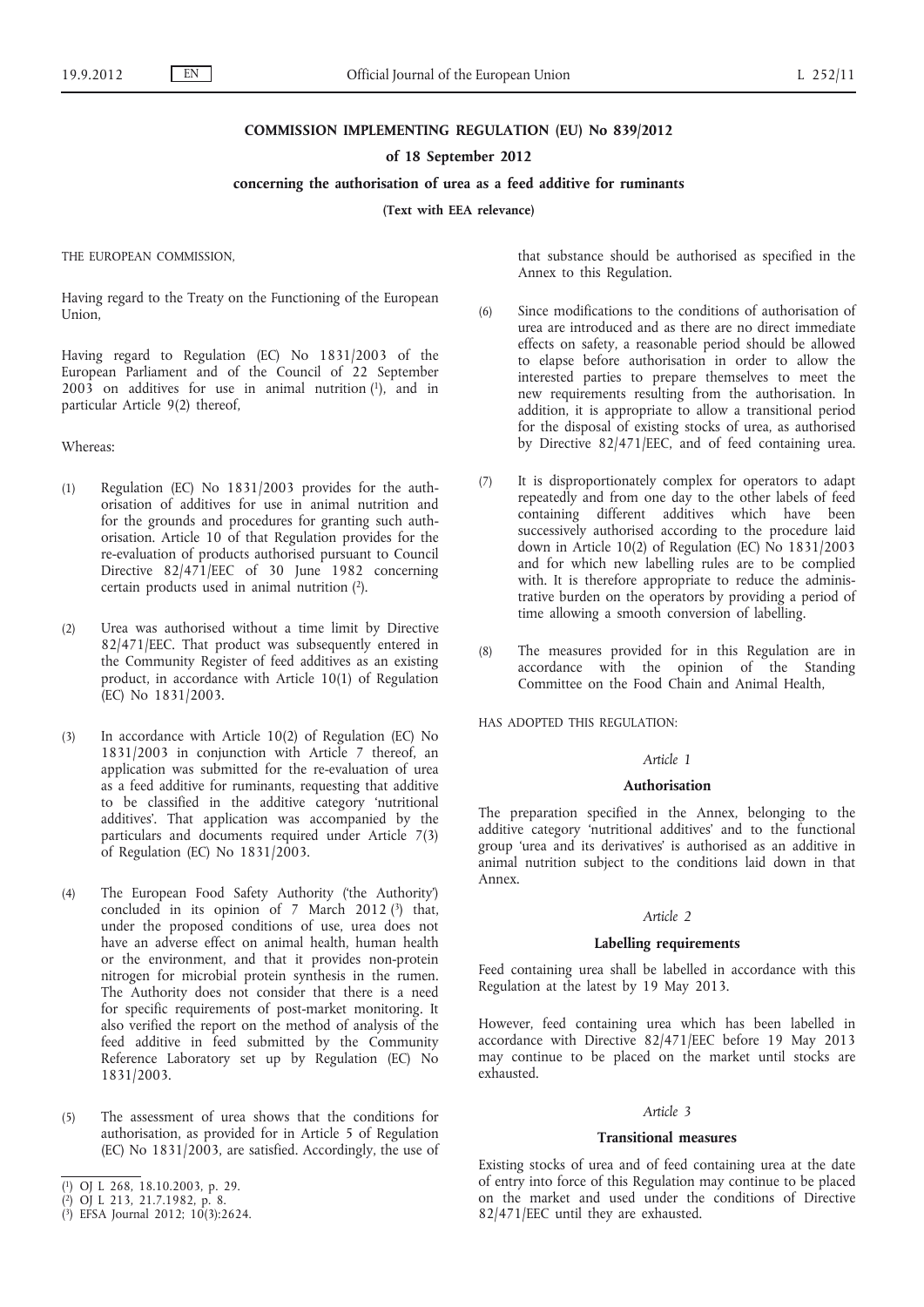# COMMISSION IMPLEMENTING REGULATION (EU) No 839/2012

## of 18 September 2012

## concerning the authorisation of urea as a feed additive for ruminants

**(Text with EEA relevance)**

THE EUROPEAN COMMISSION,

Having regard to the Treaty on the Functioning of the European Union,

Having regard to Regulation (EC) No 1831/2003 of the European Parliament and of the Council of 22 September 2003 on additives for use in animal nutrition [1], and in particular Article 9(2) thereof,

Whereas:

(1) Regulation (EC) No 1831/2003 provides for the authorisation of additives for use in animal nutrition and for the grounds and procedures for granting such authorisation. Article 10 of that Regulation provides for the re-evaluation of products authorised pursuant to Council Directive 82/471/EEC of 30 June 1982 concerning certain products used in animal nutrition [2].

(2) Urea was authorised without a time limit by Directive 82/471/EEC. That product was subsequently entered in the Community Register of feed additives as an existing product, in accordance with Article 10(1) of Regulation (EC) No 1831/2003.

(3) In accordance with Article 10(2) of Regulation (EC) No 1831/2003 in conjunction with Article 7 thereof, an application was submitted for the re-evaluation of urea as a feed additive for ruminants, requesting that additive to be classified in the additive category 'nutritional additives'. That application was accompanied by the particulars and documents required under Article 7(3) of Regulation (EC) No 1831/2003.

(4) The European Food Safety Authority ('the Authority') concluded in its opinion of 7 March 2012 [3] that, under the proposed conditions of use, urea does not have an adverse effect on animal health, human health or the environment, and that it provides non-protein nitrogen for microbial protein synthesis in the rumen. The Authority does not consider that there is a need for specific requirements of post-market monitoring. It also verified the report on the method of analysis of the feed additive in feed submitted by the Community Reference Laboratory set up by Regulation (EC) No 1831/2003.

(5) The assessment of urea shows that the conditions for authorisation, as provided for in Article 5 of Regulation (EC) No 1831/2003, are satisfied. Accordingly, the use of that substance should be authorised as specified in the Annex to this Regulation.

(6) Since modifications to the conditions of authorisation of urea are introduced and as there are no direct immediate effects on safety, a reasonable period should be allowed to elapse before authorisation in order to allow the interested parties to prepare themselves to meet the new requirements resulting from the authorisation. In addition, it is appropriate to allow a transitional period for the disposal of existing stocks of urea, as authorised by Directive 82/471/EEC, and of feed containing urea.

(7) It is disproportionately complex for operators to adapt repeatedly and from one day to the other labels of feed containing different additives which have been successively authorised according to the procedure laid down in Article 10(2) of Regulation (EC) No 1831/2003 and for which new labelling rules are to be complied with. It is therefore appropriate to reduce the administrative burden on the operators by providing a period of time allowing a smooth conversion of labelling.

(8) The measures provided for in this Regulation are in accordance with the opinion of the Standing Committee on the Food Chain and Animal Health,

HAS ADOPTED THIS REGULATION:

### *Article 1*

### Authorisation

The preparation specified in the Annex, belonging to the additive category 'nutritional additives' and to the functional group 'urea and its derivatives' is authorised as an additive in animal nutrition subject to the conditions laid down in that Annex.

### *Article 2*

### Labelling requirements

Feed containing urea shall be labelled in accordance with this Regulation at the latest by 19 May 2013.

However, feed containing urea which has been labelled in accordance with Directive 82/471/EEC before 19 May 2013 may continue to be placed on the market until stocks are exhausted.

### *Article 3*

### Transitional measures

Existing stocks of urea and of feed containing urea at the date of entry into force of this Regulation may continue to be placed on the market and used under the conditions of Directive 82/471/EEC until they are exhausted.

---

[1] OJ L 268, 18.10.2003, p. 29.

[2] OJ L 213, 21.7.1982, p. 8.

[3] EFSA Journal 2012; 10(3):2624.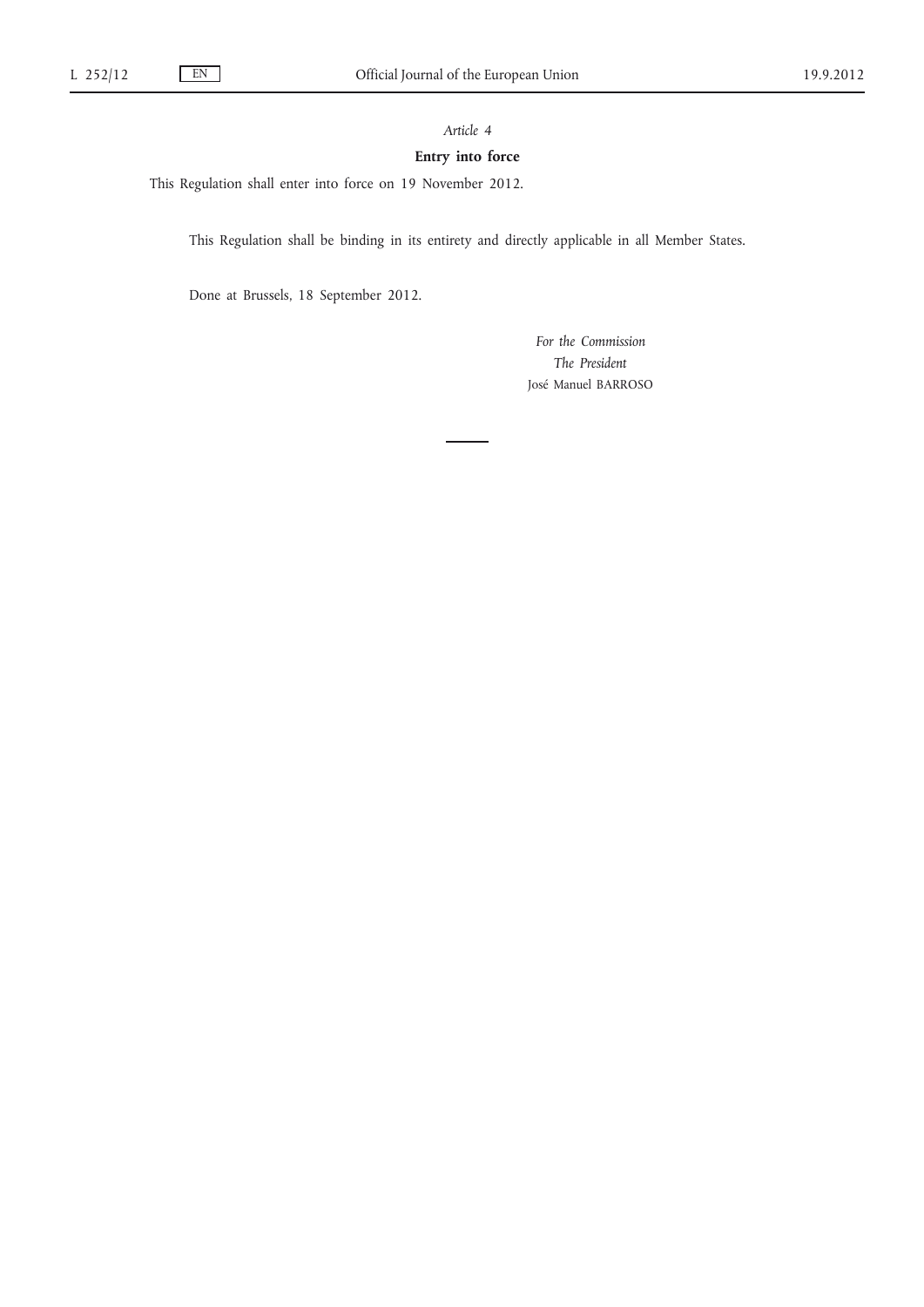*Article 4*

**Entry into force**

This Regulation shall enter into force on 19 November 2012.

This Regulation shall be binding in its entirety and directly applicable in all Member States.

Done at Brussels, 18 September 2012.

*For the Commission*

*The President*

José Manuel BARROSO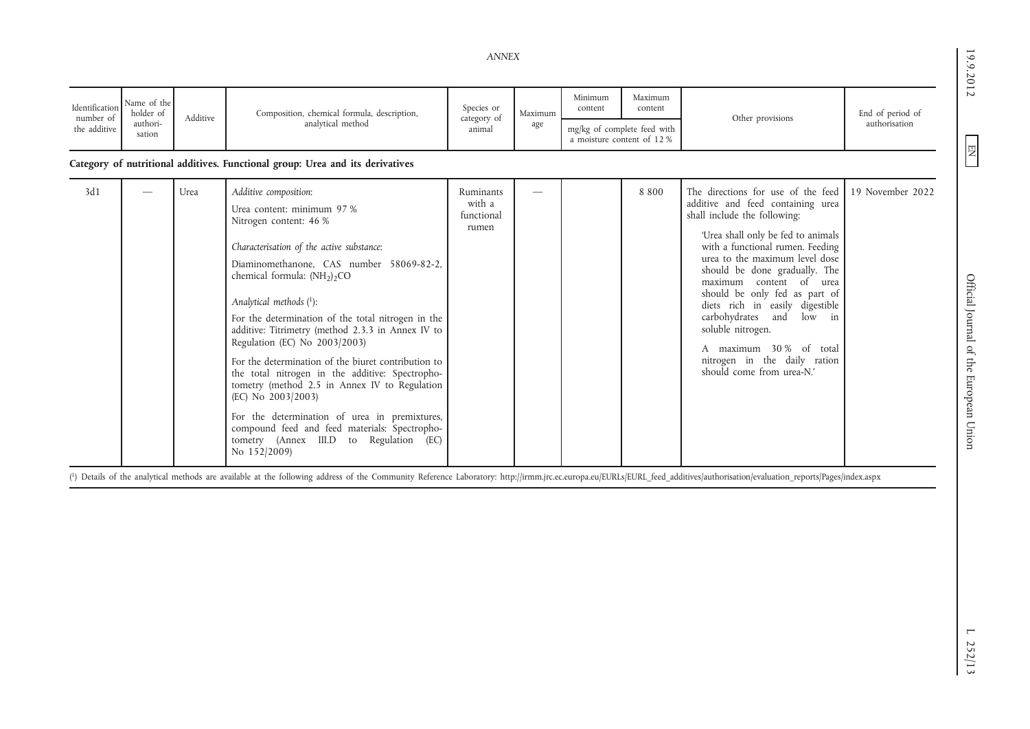*ANNEX*

| Identification number of the additive | Name of the holder of authorisation | Additive | Composition, chemical formula, description, analytical method | Species or category of animal | Maximum age | Minimum content | Maximum content | Other provisions | End of period of authorisation |
|---|---|---|---|---|---|---|---|---|---|
| | | | | | | mg/kg of complete feed with a moisture content of 12 % | | | |
| **Category of nutritional additives. Functional group: Urea and its derivatives** | | | | | | | | | |
| 3d1 | — | Urea | *Additive composition*: Urea content: minimum 97 % Nitrogen content: 46 % *Characterisation of the active substance*: Diaminomethanone, CAS number 58069-82-2, chemical formula: $(NH_2)_2CO$ *Analytical methods* [1]: For the determination of the total nitrogen in the additive: Titrimetry (method 2.3.3 in Annex IV to Regulation (EC) No 2003/2003) For the determination of the biuret contribution to the total nitrogen in the additive: Spectrophotometry (method 2.5 in Annex IV to Regulation (EC) No 2003/2003) For the determination of urea in premixtures, compound feed and feed materials: Spectrophotometry (Annex III.D to Regulation (EC) No 152/2009) | Ruminants with a functional rumen | — | | 8 800 | The directions for use of the feed additive and feed containing urea shall include the following: 'Urea shall only be fed to animals with a functional rumen. Feeding urea to the maximum level dose should be done gradually. The maximum content of urea should be only fed as part of diets rich in easily digestible carbohydrates and low in soluble nitrogen. A maximum 30 % of total nitrogen in the daily ration should come from urea-N.' | 19 November 2022 |

[1] Details of the analytical methods are available at the following address of the Community Reference Laboratory: http://irmm.jrc.ec.europa.eu/EURLs/EURL_feed_additives/authorisation/evaluation_reports/Pages/index.aspx